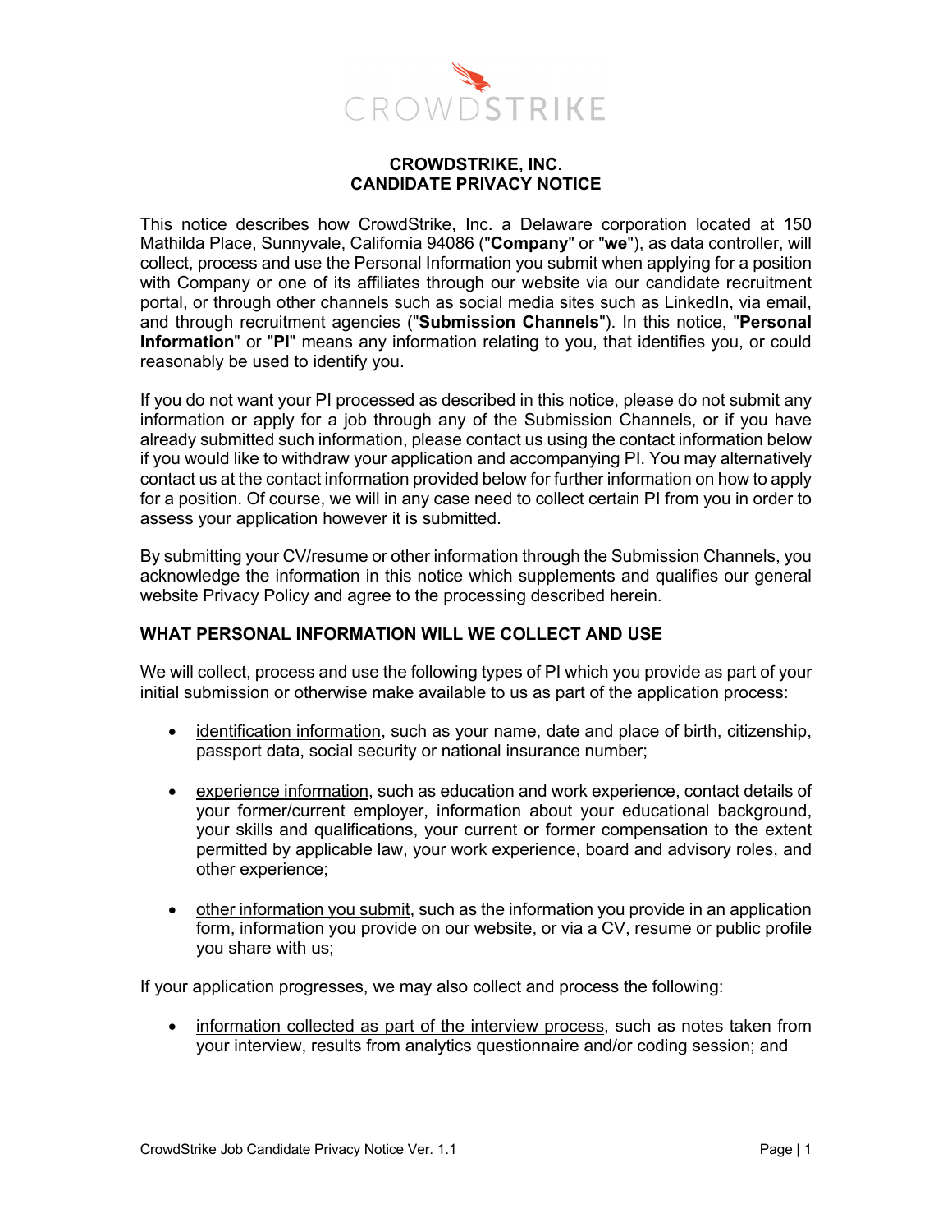# CROWDSTRIKE, INC.
# CANDIDATE PRIVACY NOTICE

This notice describes how CrowdStrike, Inc. a Delaware corporation located at 150 Mathilda Place, Sunnyvale, California 94086 ("**Company**" or "**we**"), as data controller, will collect, process and use the Personal Information you submit when applying for a position with Company or one of its affiliates through our website via our candidate recruitment portal, or through other channels such as social media sites such as LinkedIn, via email, and through recruitment agencies ("**Submission Channels**"). In this notice, "**Personal Information**" or "**PI**" means any information relating to you, that identifies you, or could reasonably be used to identify you.

If you do not want your PI processed as described in this notice, please do not submit any information or apply for a job through any of the Submission Channels, or if you have already submitted such information, please contact us using the contact information below if you would like to withdraw your application and accompanying PI. You may alternatively contact us at the contact information provided below for further information on how to apply for a position. Of course, we will in any case need to collect certain PI from you in order to assess your application however it is submitted.

By submitting your CV/resume or other information through the Submission Channels, you acknowledge the information in this notice which supplements and qualifies our general website Privacy Policy and agree to the processing described herein.

## WHAT PERSONAL INFORMATION WILL WE COLLECT AND USE

We will collect, process and use the following types of PI which you provide as part of your initial submission or otherwise make available to us as part of the application process:

- <u>identification information</u>, such as your name, date and place of birth, citizenship, passport data, social security or national insurance number;
- <u>experience information</u>, such as education and work experience, contact details of your former/current employer, information about your educational background, your skills and qualifications, your current or former compensation to the extent permitted by applicable law, your work experience, board and advisory roles, and other experience;
- <u>other information you submit</u>, such as the information you provide in an application form, information you provide on our website, or via a CV, resume or public profile you share with us;

If your application progresses, we may also collect and process the following:

- <u>information collected as part of the interview process</u>, such as notes taken from your interview, results from analytics questionnaire and/or coding session; and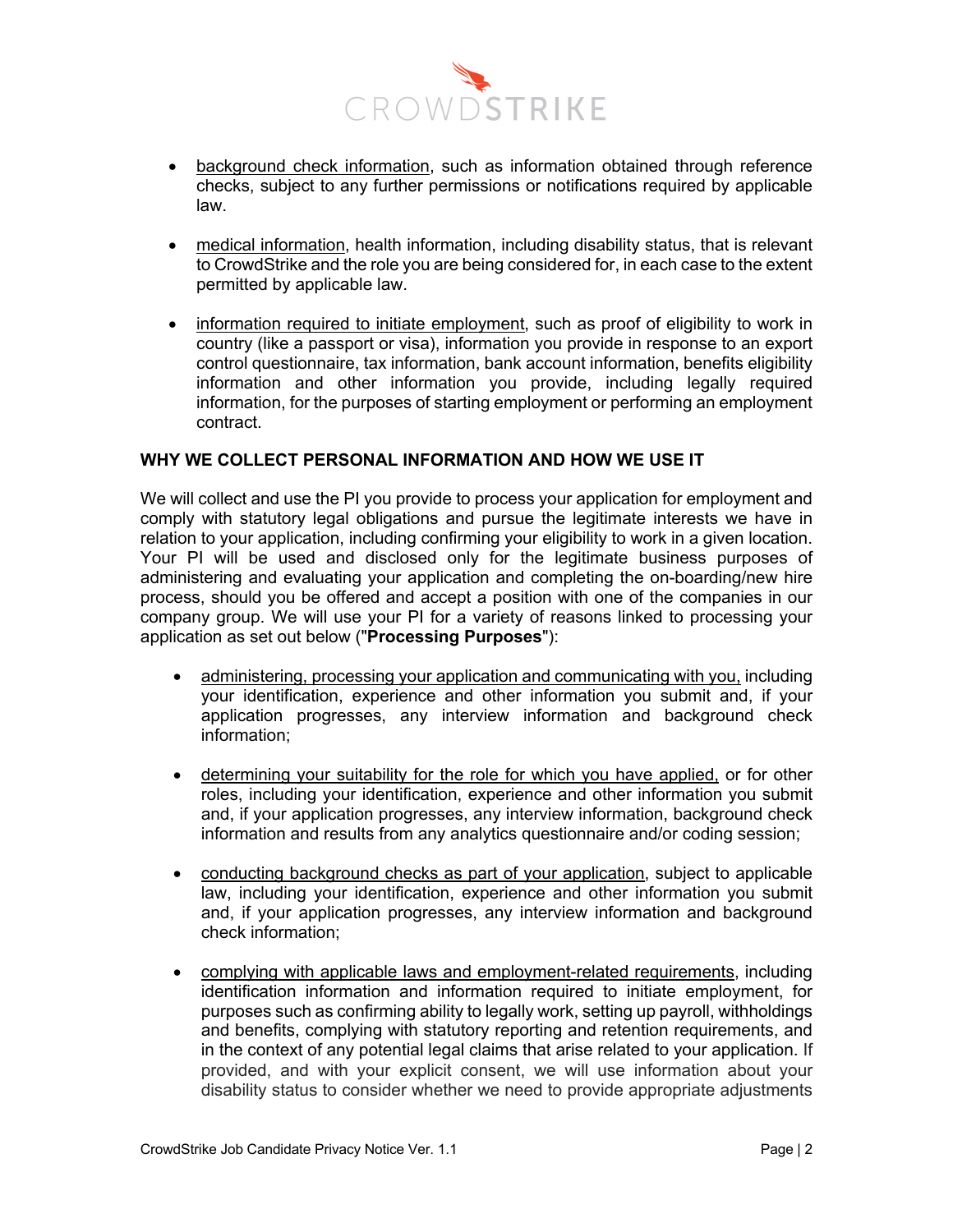- background check information, such as information obtained through reference checks, subject to any further permissions or notifications required by applicable law.

- medical information, health information, including disability status, that is relevant to CrowdStrike and the role you are being considered for, in each case to the extent permitted by applicable law.

- information required to initiate employment, such as proof of eligibility to work in country (like a passport or visa), information you provide in response to an export control questionnaire, tax information, bank account information, benefits eligibility information and other information you provide, including legally required information, for the purposes of starting employment or performing an employment contract.

## WHY WE COLLECT PERSONAL INFORMATION AND HOW WE USE IT

We will collect and use the PI you provide to process your application for employment and comply with statutory legal obligations and pursue the legitimate interests we have in relation to your application, including confirming your eligibility to work in a given location. Your PI will be used and disclosed only for the legitimate business purposes of administering and evaluating your application and completing the on-boarding/new hire process, should you be offered and accept a position with one of the companies in our company group. We will use your PI for a variety of reasons linked to processing your application as set out below ("**Processing Purposes**"):

- administering, processing your application and communicating with you, including your identification, experience and other information you submit and, if your application progresses, any interview information and background check information;

- determining your suitability for the role for which you have applied, or for other roles, including your identification, experience and other information you submit and, if your application progresses, any interview information, background check information and results from any analytics questionnaire and/or coding session;

- conducting background checks as part of your application, subject to applicable law, including your identification, experience and other information you submit and, if your application progresses, any interview information and background check information;

- complying with applicable laws and employment-related requirements, including identification information and information required to initiate employment, for purposes such as confirming ability to legally work, setting up payroll, withholdings and benefits, complying with statutory reporting and retention requirements, and in the context of any potential legal claims that arise related to your application. If provided, and with your explicit consent, we will use information about your disability status to consider whether we need to provide appropriate adjustments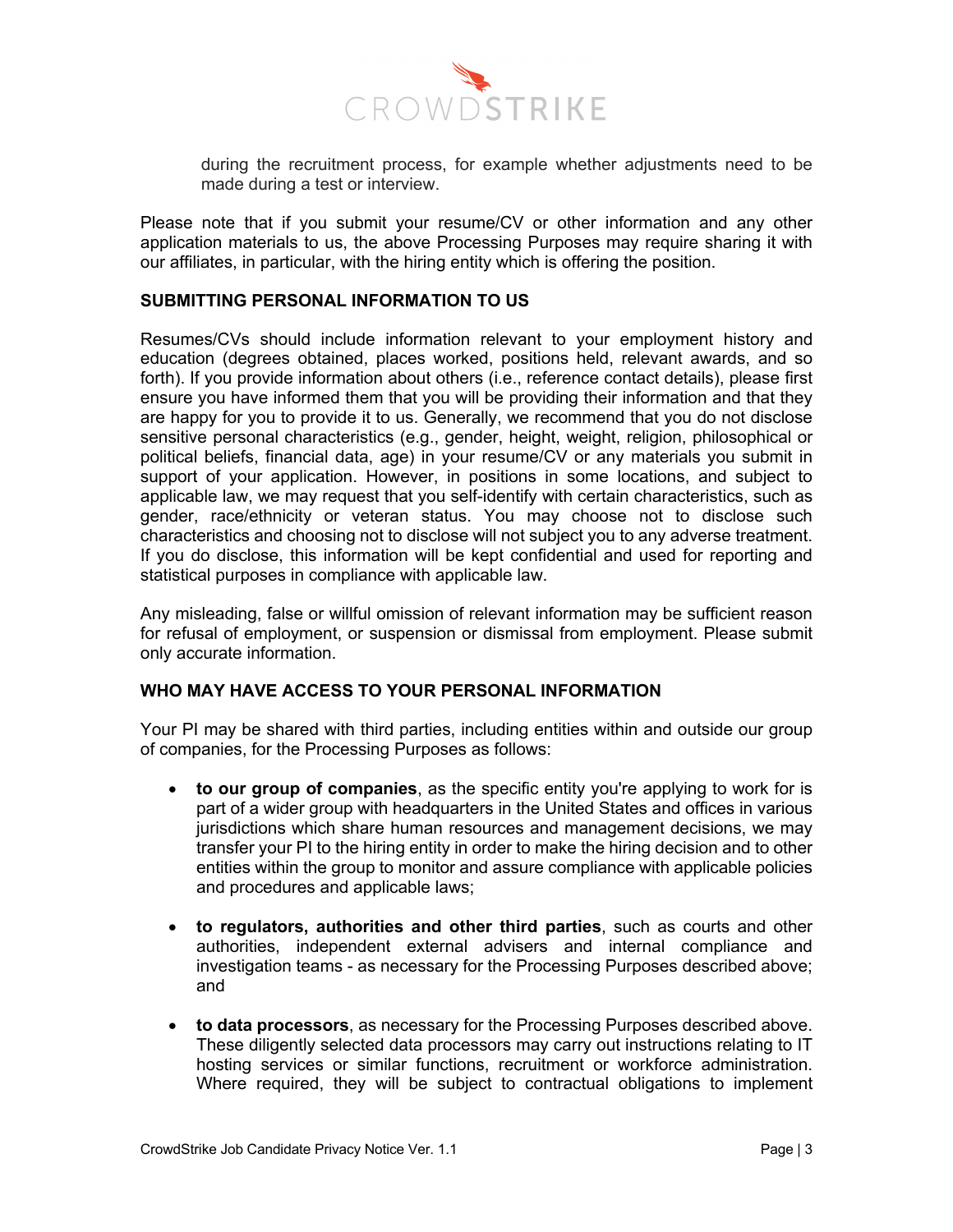during the recruitment process, for example whether adjustments need to be made during a test or interview.

Please note that if you submit your resume/CV or other information and any other application materials to us, the above Processing Purposes may require sharing it with our affiliates, in particular, with the hiring entity which is offering the position.

## SUBMITTING PERSONAL INFORMATION TO US

Resumes/CVs should include information relevant to your employment history and education (degrees obtained, places worked, positions held, relevant awards, and so forth). If you provide information about others (i.e., reference contact details), please first ensure you have informed them that you will be providing their information and that they are happy for you to provide it to us. Generally, we recommend that you do not disclose sensitive personal characteristics (e.g., gender, height, weight, religion, philosophical or political beliefs, financial data, age) in your resume/CV or any materials you submit in support of your application. However, in positions in some locations, and subject to applicable law, we may request that you self-identify with certain characteristics, such as gender, race/ethnicity or veteran status. You may choose not to disclose such characteristics and choosing not to disclose will not subject you to any adverse treatment. If you do disclose, this information will be kept confidential and used for reporting and statistical purposes in compliance with applicable law.

Any misleading, false or willful omission of relevant information may be sufficient reason for refusal of employment, or suspension or dismissal from employment. Please submit only accurate information.

## WHO MAY HAVE ACCESS TO YOUR PERSONAL INFORMATION

Your PI may be shared with third parties, including entities within and outside our group of companies, for the Processing Purposes as follows:

- **to our group of companies**, as the specific entity you're applying to work for is part of a wider group with headquarters in the United States and offices in various jurisdictions which share human resources and management decisions, we may transfer your PI to the hiring entity in order to make the hiring decision and to other entities within the group to monitor and assure compliance with applicable policies and procedures and applicable laws;

- **to regulators, authorities and other third parties**, such as courts and other authorities, independent external advisers and internal compliance and investigation teams - as necessary for the Processing Purposes described above; and

- **to data processors**, as necessary for the Processing Purposes described above. These diligently selected data processors may carry out instructions relating to IT hosting services or similar functions, recruitment or workforce administration. Where required, they will be subject to contractual obligations to implement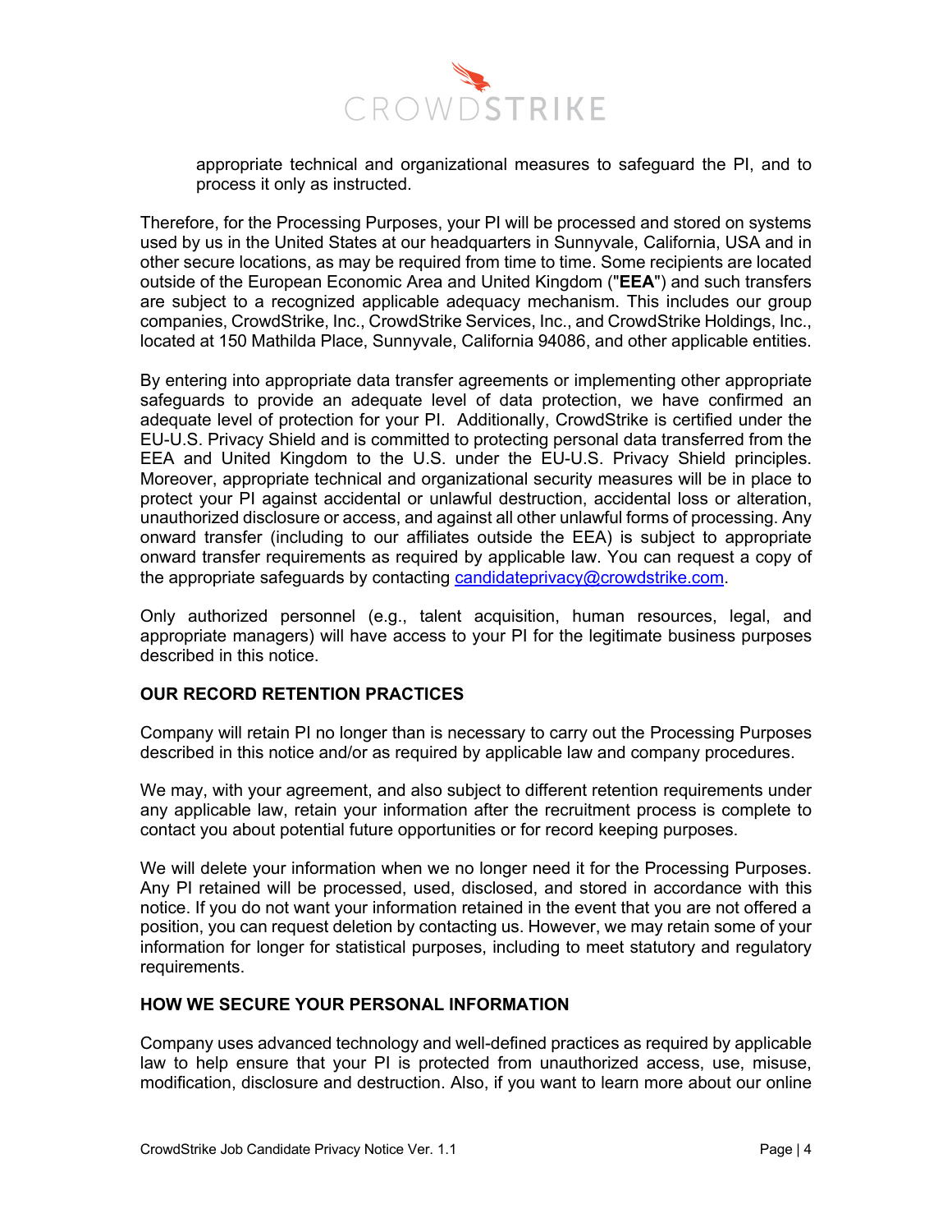appropriate technical and organizational measures to safeguard the PI, and to process it only as instructed.

Therefore, for the Processing Purposes, your PI will be processed and stored on systems used by us in the United States at our headquarters in Sunnyvale, California, USA and in other secure locations, as may be required from time to time. Some recipients are located outside of the European Economic Area and United Kingdom ("**EEA**") and such transfers are subject to a recognized applicable adequacy mechanism. This includes our group companies, CrowdStrike, Inc., CrowdStrike Services, Inc., and CrowdStrike Holdings, Inc., located at 150 Mathilda Place, Sunnyvale, California 94086, and other applicable entities.

By entering into appropriate data transfer agreements or implementing other appropriate safeguards to provide an adequate level of data protection, we have confirmed an adequate level of protection for your PI. Additionally, CrowdStrike is certified under the EU-U.S. Privacy Shield and is committed to protecting personal data transferred from the EEA and United Kingdom to the U.S. under the EU-U.S. Privacy Shield principles. Moreover, appropriate technical and organizational security measures will be in place to protect your PI against accidental or unlawful destruction, accidental loss or alteration, unauthorized disclosure or access, and against all other unlawful forms of processing. Any onward transfer (including to our affiliates outside the EEA) is subject to appropriate onward transfer requirements as required by applicable law. You can request a copy of the appropriate safeguards by contacting candidateprivacy@crowdstrike.com.

Only authorized personnel (e.g., talent acquisition, human resources, legal, and appropriate managers) will have access to your PI for the legitimate business purposes described in this notice.

## OUR RECORD RETENTION PRACTICES

Company will retain PI no longer than is necessary to carry out the Processing Purposes described in this notice and/or as required by applicable law and company procedures.

We may, with your agreement, and also subject to different retention requirements under any applicable law, retain your information after the recruitment process is complete to contact you about potential future opportunities or for record keeping purposes.

We will delete your information when we no longer need it for the Processing Purposes. Any PI retained will be processed, used, disclosed, and stored in accordance with this notice. If you do not want your information retained in the event that you are not offered a position, you can request deletion by contacting us. However, we may retain some of your information for longer for statistical purposes, including to meet statutory and regulatory requirements.

## HOW WE SECURE YOUR PERSONAL INFORMATION

Company uses advanced technology and well-defined practices as required by applicable law to help ensure that your PI is protected from unauthorized access, use, misuse, modification, disclosure and destruction. Also, if you want to learn more about our online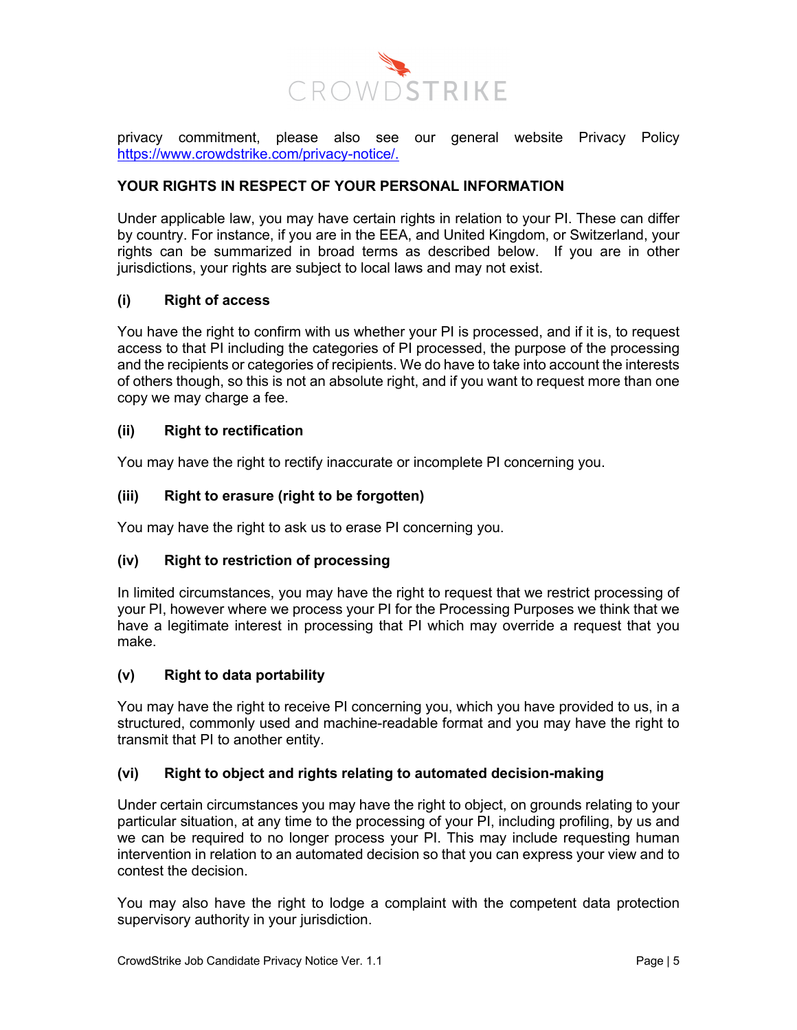privacy commitment, please also see our general website Privacy Policy [https://www.crowdstrike.com/privacy-notice/.](https://www.crowdstrike.com/privacy-notice/)

## YOUR RIGHTS IN RESPECT OF YOUR PERSONAL INFORMATION

Under applicable law, you may have certain rights in relation to your PI. These can differ by country. For instance, if you are in the EEA, and United Kingdom, or Switzerland, your rights can be summarized in broad terms as described below. If you are in other jurisdictions, your rights are subject to local laws and may not exist.

### (i) Right of access

You have the right to confirm with us whether your PI is processed, and if it is, to request access to that PI including the categories of PI processed, the purpose of the processing and the recipients or categories of recipients. We do have to take into account the interests of others though, so this is not an absolute right, and if you want to request more than one copy we may charge a fee.

### (ii) Right to rectification

You may have the right to rectify inaccurate or incomplete PI concerning you.

### (iii) Right to erasure (right to be forgotten)

You may have the right to ask us to erase PI concerning you.

### (iv) Right to restriction of processing

In limited circumstances, you may have the right to request that we restrict processing of your PI, however where we process your PI for the Processing Purposes we think that we have a legitimate interest in processing that PI which may override a request that you make.

### (v) Right to data portability

You may have the right to receive PI concerning you, which you have provided to us, in a structured, commonly used and machine-readable format and you may have the right to transmit that PI to another entity.

### (vi) Right to object and rights relating to automated decision-making

Under certain circumstances you may have the right to object, on grounds relating to your particular situation, at any time to the processing of your PI, including profiling, by us and we can be required to no longer process your PI. This may include requesting human intervention in relation to an automated decision so that you can express your view and to contest the decision.

You may also have the right to lodge a complaint with the competent data protection supervisory authority in your jurisdiction.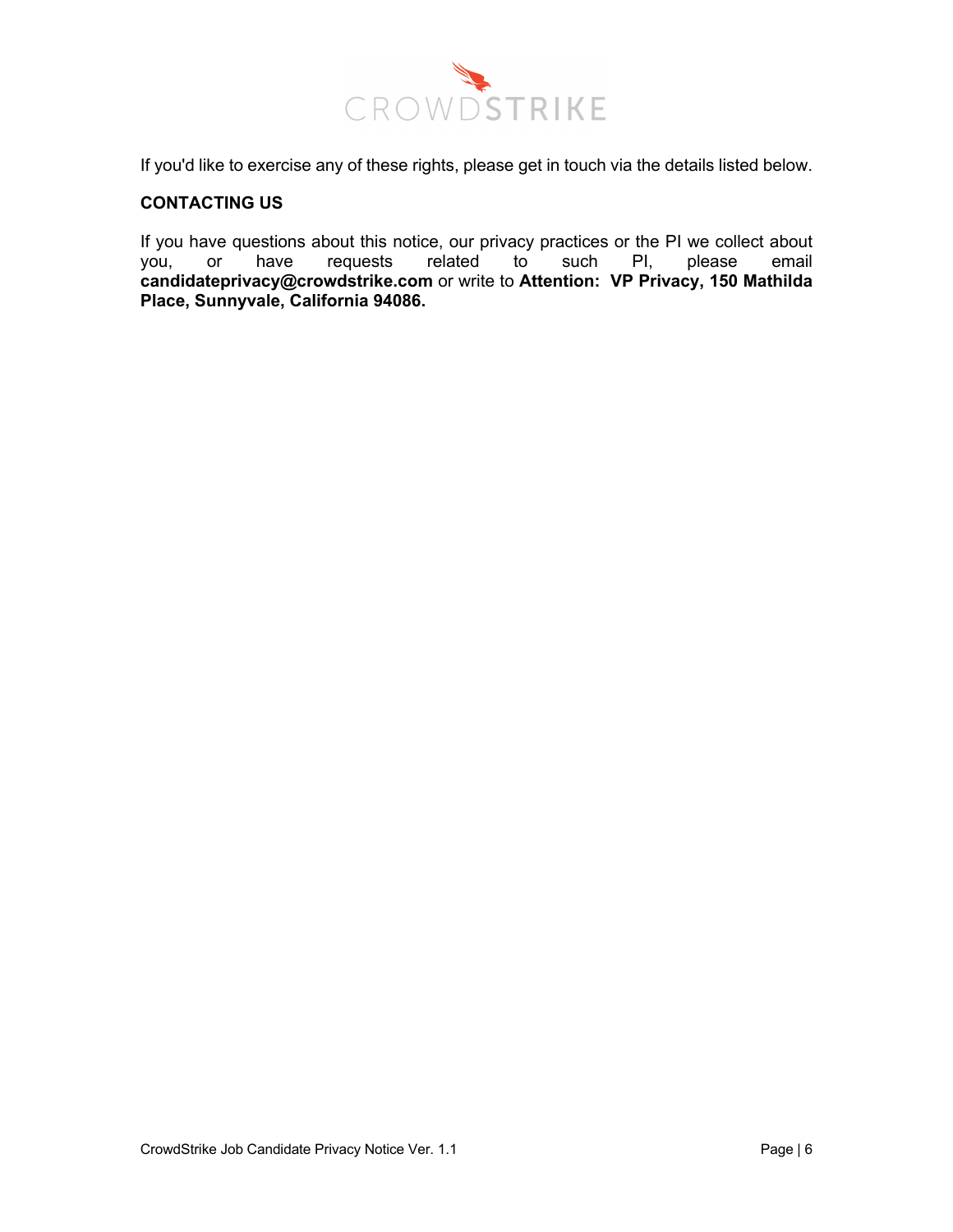If you'd like to exercise any of these rights, please get in touch via the details listed below.

## CONTACTING US

If you have questions about this notice, our privacy practices or the PI we collect about you, or have requests related to such PI, please email **candidateprivacy@crowdstrike.com** or write to **Attention: VP Privacy, 150 Mathilda Place, Sunnyvale, California 94086.**